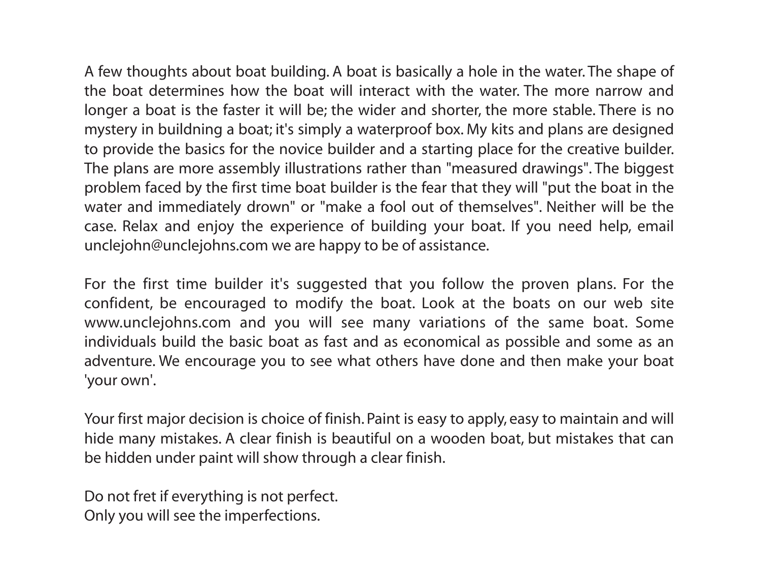A few thoughts about boat building. A boat is basically a hole in the water. The shape of the boat determines how the boat will interact with the water. The more narrow and longer a boat is the faster it will be; the wider and shorter, the more stable. There is no mystery in buildning a boat; it's simply a waterproof box. My kits and plans are designed to provide the basics for the novice builder and a starting place for the creative builder. The plans are more assembly illustrations rather than "measured drawings". The biggest problem faced by the first time boat builder is the fear that they will "put the boat in the water and immediately drown" or "make a fool out of themselves". Neither will be the case. Relax and enjoy the experience of building your boat. If you need help, email unclejohn@unclejohns.com we are happy to be of assistance.

For the first time builder it's suggested that you follow the proven plans. For the confident, be encouraged to modify the boat. Look at the boats on our web site www.unclejohns.com and you will see many variations of the same boat. Some individuals build the basic boat as fast and as economical as possible and some as an adventure. We encourage you to see what others have done and then make your boat 'your own'.

Your first major decision is choice of finish. Paint is easy to apply, easy to maintain and will hide many mistakes. A clear finish is beautiful on a wooden boat, but mistakes that can be hidden under paint will show through a clear finish.

Do not fret if everything is not perfect.
Only you will see the imperfections.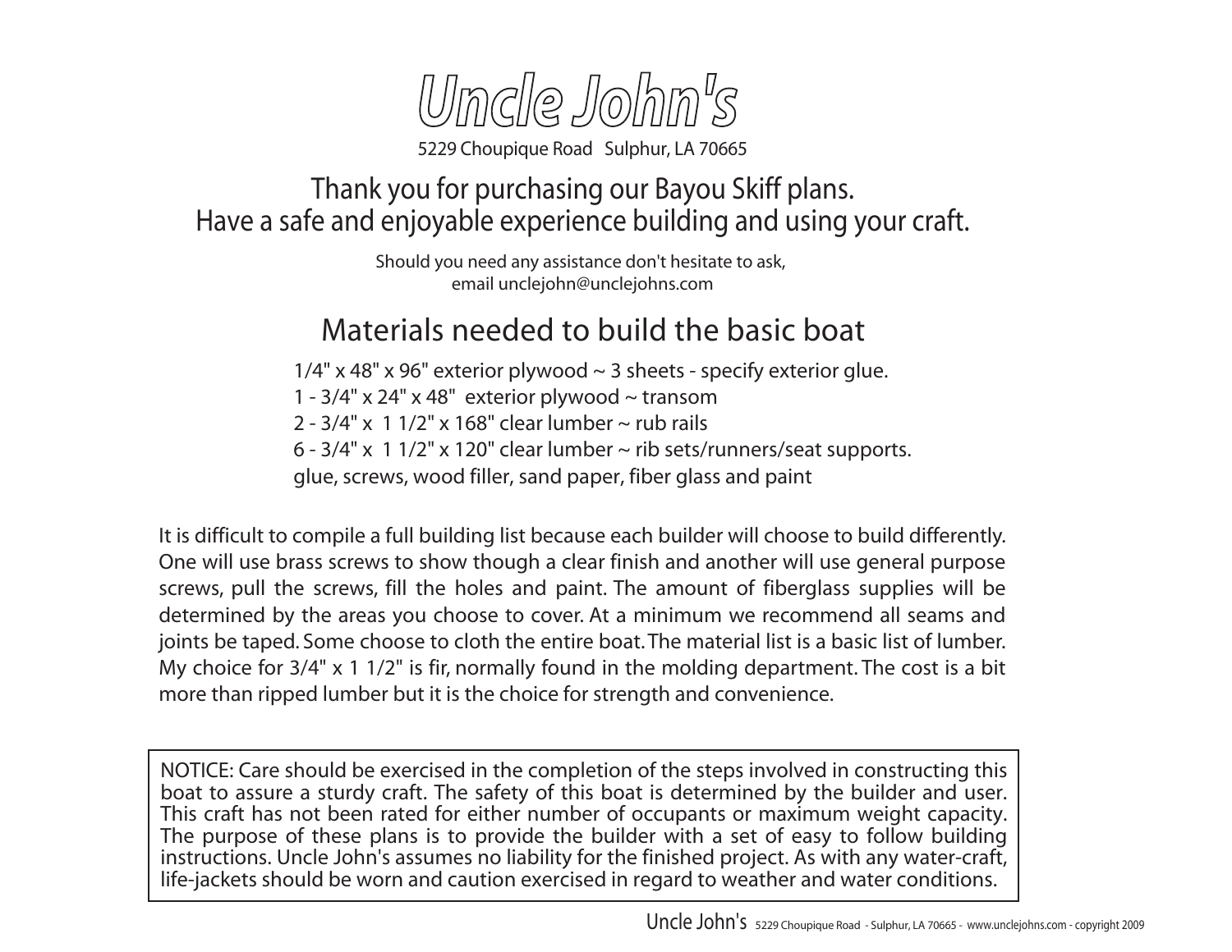# Uncle John's

5229 Choupique Road Sulphur, LA 70665

## Thank you for purchasing our Bayou Skiff plans.
## Have a safe and enjoyable experience building and using your craft.

Should you need any assistance don't hesitate to ask,
email unclejohn@unclejohns.com

## Materials needed to build the basic boat

1/4" x 48" x 96" exterior plywood ~ 3 sheets - specify exterior glue.
1 - 3/4" x 24" x 48" exterior plywood ~ transom
2 - 3/4" x 1 1/2" x 168" clear lumber ~ rub rails
6 - 3/4" x 1 1/2" x 120" clear lumber ~ rib sets/runners/seat supports.
glue, screws, wood filler, sand paper, fiber glass and paint

It is difficult to compile a full building list because each builder will choose to build differently. One will use brass screws to show though a clear finish and another will use general purpose screws, pull the screws, fill the holes and paint. The amount of fiberglass supplies will be determined by the areas you choose to cover. At a minimum we recommend all seams and joints be taped. Some choose to cloth the entire boat. The material list is a basic list of lumber. My choice for 3/4" x 1 1/2" is fir, normally found in the molding department. The cost is a bit more than ripped lumber but it is the choice for strength and convenience.

NOTICE: Care should be exercised in the completion of the steps involved in constructing this boat to assure a sturdy craft. The safety of this boat is determined by the builder and user. This craft has not been rated for either number of occupants or maximum weight capacity. The purpose of these plans is to provide the builder with a set of easy to follow building instructions. Uncle John's assumes no liability for the finished project. As with any water-craft, life-jackets should be worn and caution exercised in regard to weather and water conditions.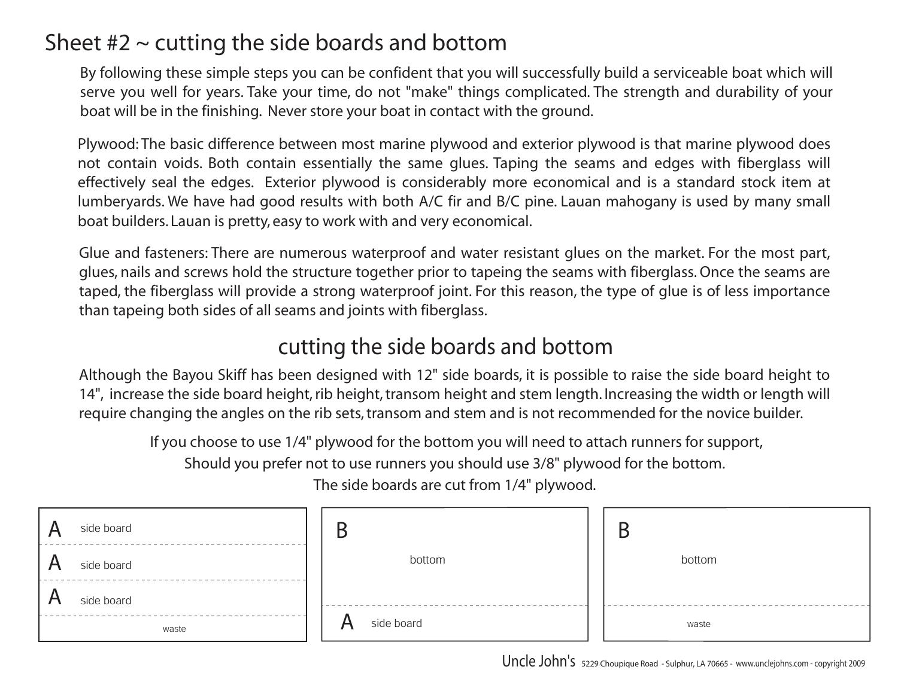# Sheet #2 ~ cutting the side boards and bottom

By following these simple steps you can be confident that you will successfully build a serviceable boat which will serve you well for years. Take your time, do not "make" things complicated. The strength and durability of your boat will be in the finishing. Never store your boat in contact with the ground.

Plywood: The basic difference between most marine plywood and exterior plywood is that marine plywood does not contain voids. Both contain essentially the same glues. Taping the seams and edges with fiberglass will effectively seal the edges. Exterior plywood is considerably more economical and is a standard stock item at lumberyards. We have had good results with both A/C fir and B/C pine. Lauan mahogany is used by many small boat builders. Lauan is pretty, easy to work with and very economical.

Glue and fasteners: There are numerous waterproof and water resistant glues on the market. For the most part, glues, nails and screws hold the structure together prior to tapeing the seams with fiberglass. Once the seams are taped, the fiberglass will provide a strong waterproof joint. For this reason, the type of glue is of less importance than tapeing both sides of all seams and joints with fiberglass.

## cutting the side boards and bottom

Although the Bayou Skiff has been designed with 12" side boards, it is possible to raise the side board height to 14", increase the side board height, rib height, transom height and stem length. Increasing the width or length will require changing the angles on the rib sets, transom and stem and is not recommended for the novice builder.

If you choose to use 1/4" plywood for the bottom you will need to attach runners for support,

Should you prefer not to use runners you should use 3/8" plywood for the bottom.

The side boards are cut from 1/4" plywood.

| Sheet 1 | Sheet 2 | Sheet 3 |
|---|---|---|
| A side board | B bottom | B bottom |
| A side board | A side board | waste |
| A side board | | |
| waste | | |

Uncle John's 5229 Choupique Road - Sulphur, LA 70665 - www.unclejohns.com - copyright 2009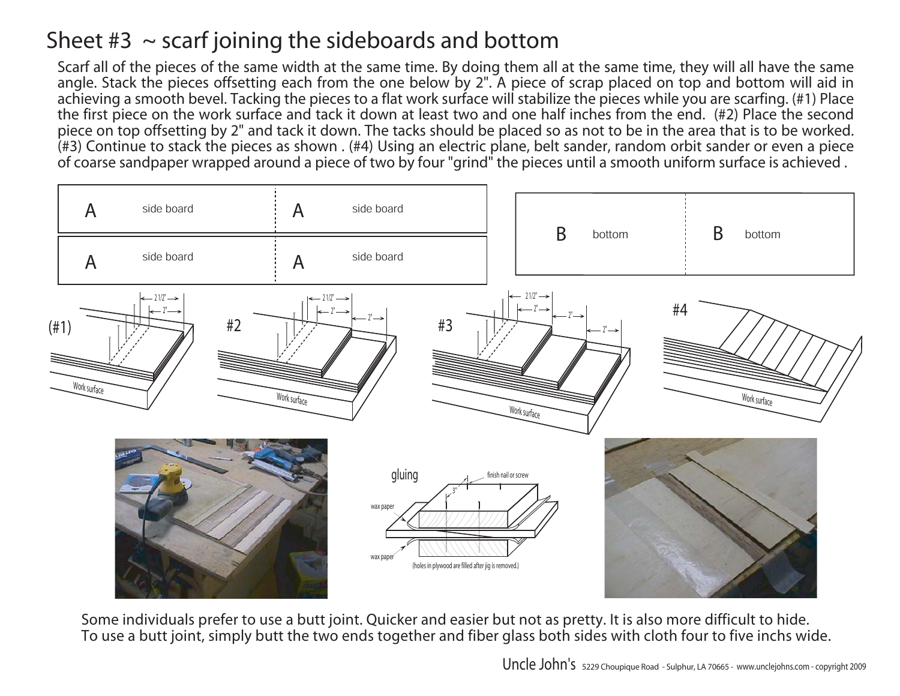# Sheet #3 ~ scarf joining the sideboards and bottom

Scarf all of the pieces of the same width at the same time. By doing them all at the same time, they will all have the same angle. Stack the pieces offsetting each from the one below by 2". A piece of scrap placed on top and bottom will aid in achieving a smooth bevel. Tacking the pieces to a flat work surface will stabilize the pieces while you are scarfing. (#1) Place the first piece on the work surface and tack it down at least two and one half inches from the end. (#2) Place the second piece on top offsetting by 2" and tack it down. The tacks should be placed so as not to be in the area that is to be worked. (#3) Continue to stack the pieces as shown . (#4) Using an electric plane, belt sander, random orbit sander or even a piece of coarse sandpaper wrapped around a piece of two by four "grind" the pieces until a smooth uniform surface is achieved .

A side board | A side board

A side board | A side board

B bottom | B bottom

(#1) 2 1/2" 2" Work surface

#2 2 1/2" 2" 2" Work surface

#3 2 1/2" 2" 2" 2" Work surface

#4 Work surface

gluing

finish nail or screw

3"

wax paper

wax paper

(holes in plywood are filled after jig is removed.)

Some individuals prefer to use a butt joint. Quicker and easier but not as pretty. It is also more difficult to hide.
To use a butt joint, simply butt the two ends together and fiber glass both sides with cloth four to five inchs wide.

Uncle John's 5229 Choupique Road - Sulphur, LA 70665 - www.unclejohns.com - copyright 2009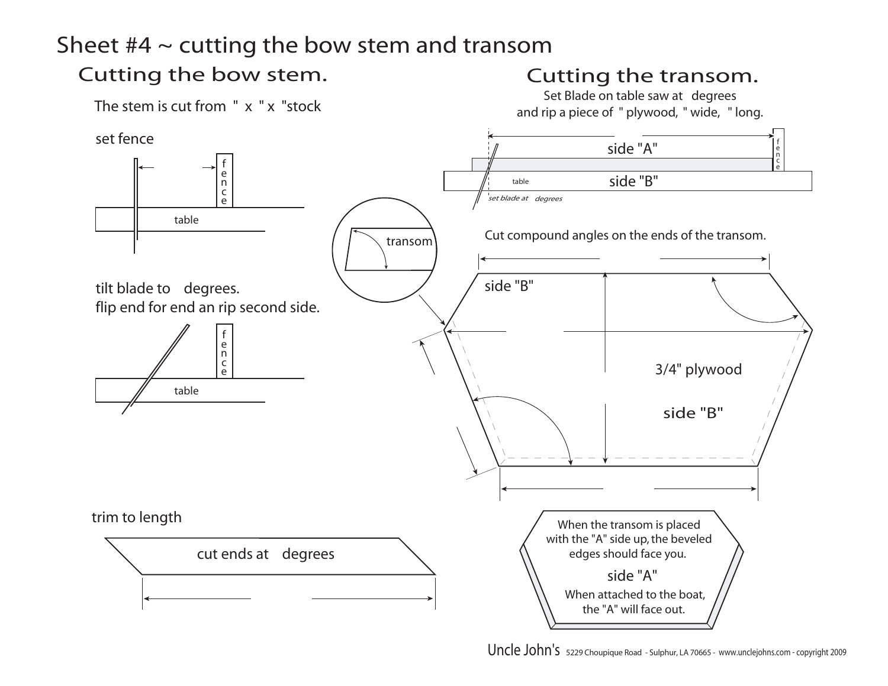# Sheet #4 ~ cutting the bow stem and transom

## Cutting the bow stem.

The stem is cut from " x " x "stock

set fence

fence

table

tilt blade to degrees.
flip end for end an rip second side.

fence

table

trim to length

cut ends at degrees

## Cutting the transom.

Set Blade on table saw at degrees
and rip a piece of " plywood, " wide, " long.

side "A"

fence

table

side "B"

*set blade at degrees*

transom

Cut compound angles on the ends of the transom.

side "B"

3/4" plywood

side "B"

When the transom is placed with the "A" side up, the beveled edges should face you.

side "A"

When attached to the boat, the "A" will face out.

Uncle John's 5229 Choupique Road - Sulphur, LA 70665 - www.unclejohns.com - copyright 2009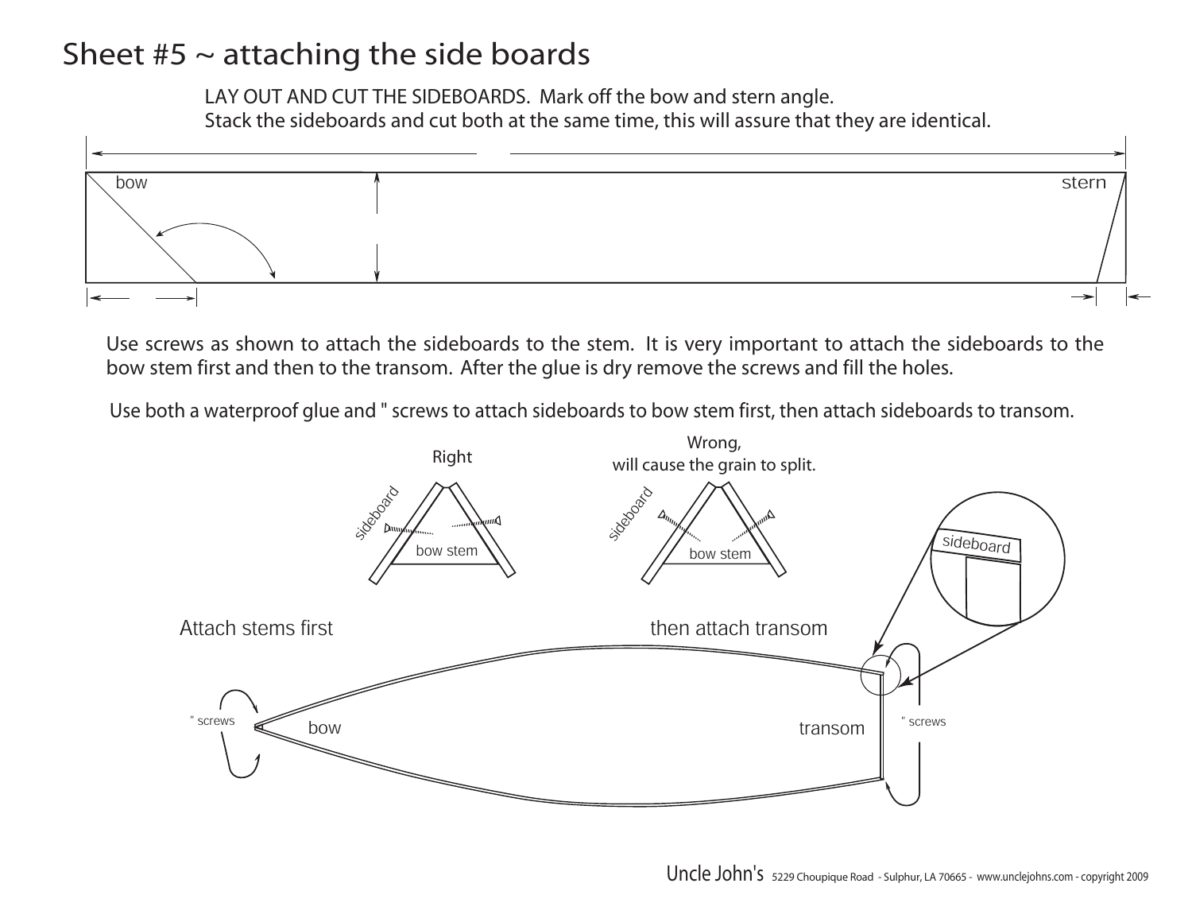# Sheet #5 ~ attaching the side boards

LAY OUT AND CUT THE SIDEBOARDS. Mark off the bow and stern angle.
Stack the sideboards and cut both at the same time, this will assure that they are identical.

bow

stern

Use screws as shown to attach the sideboards to the stem. It is very important to attach the sideboards to the bow stem first and then to the transom. After the glue is dry remove the screws and fill the holes.

Use both a waterproof glue and " screws to attach sideboards to bow stem first, then attach sideboards to transom.

Right

sideboard

bow stem

Wrong,
will cause the grain to split.

sideboard

bow stem

sideboard

Attach stems first

then attach transom

" screws

bow

transom

" screws

Uncle John's 5229 Choupique Road - Sulphur, LA 70665 - www.unclejohns.com - copyright 2009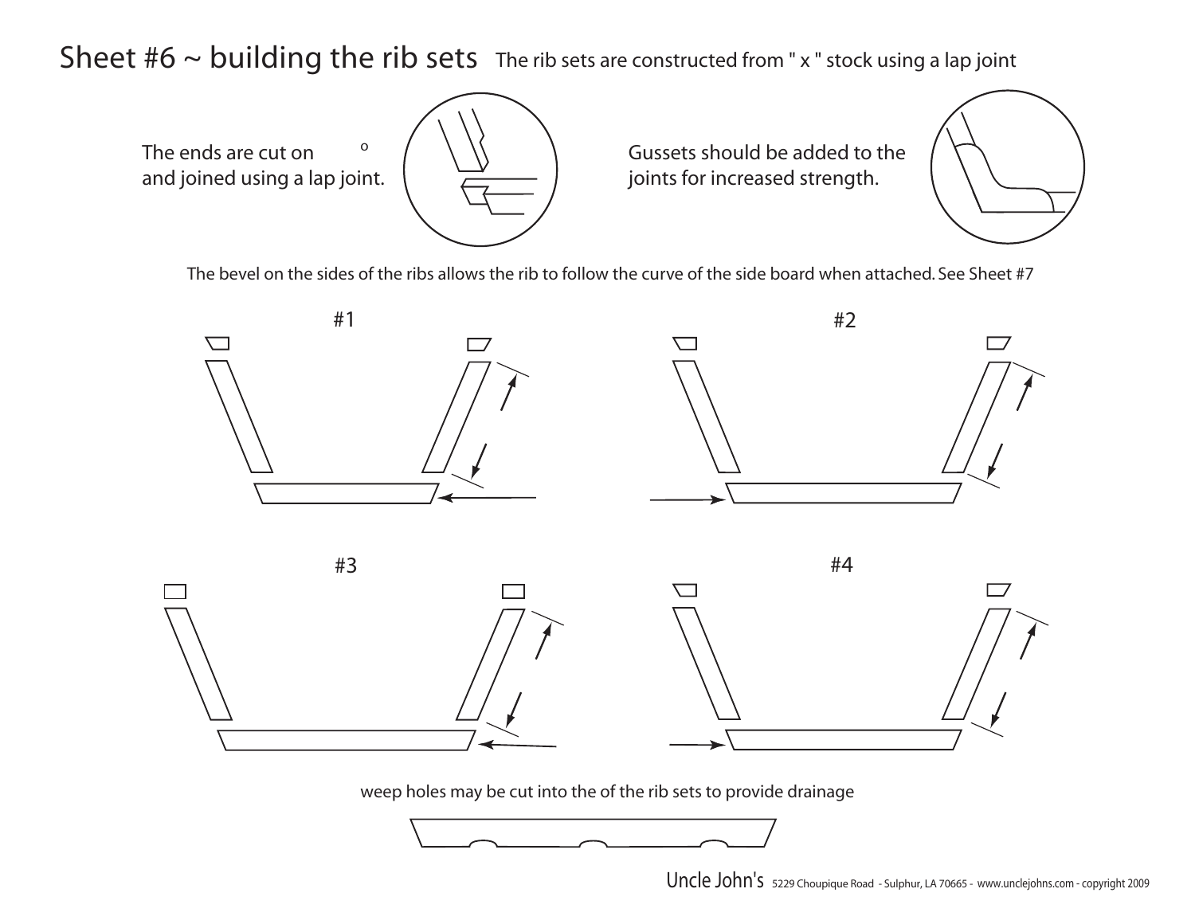# Sheet #6 ~ building the rib sets

The rib sets are constructed from " x " stock using a lap joint

The ends are cut on °
and joined using a lap joint.

Gussets should be added to the joints for increased strength.

The bevel on the sides of the ribs allows the rib to follow the curve of the side board when attached. See Sheet #7

#1

#2

#3

#4

weep holes may be cut into the of the rib sets to provide drainage

Uncle John's 5229 Choupique Road - Sulphur, LA 70665 - www.unclejohns.com - copyright 2009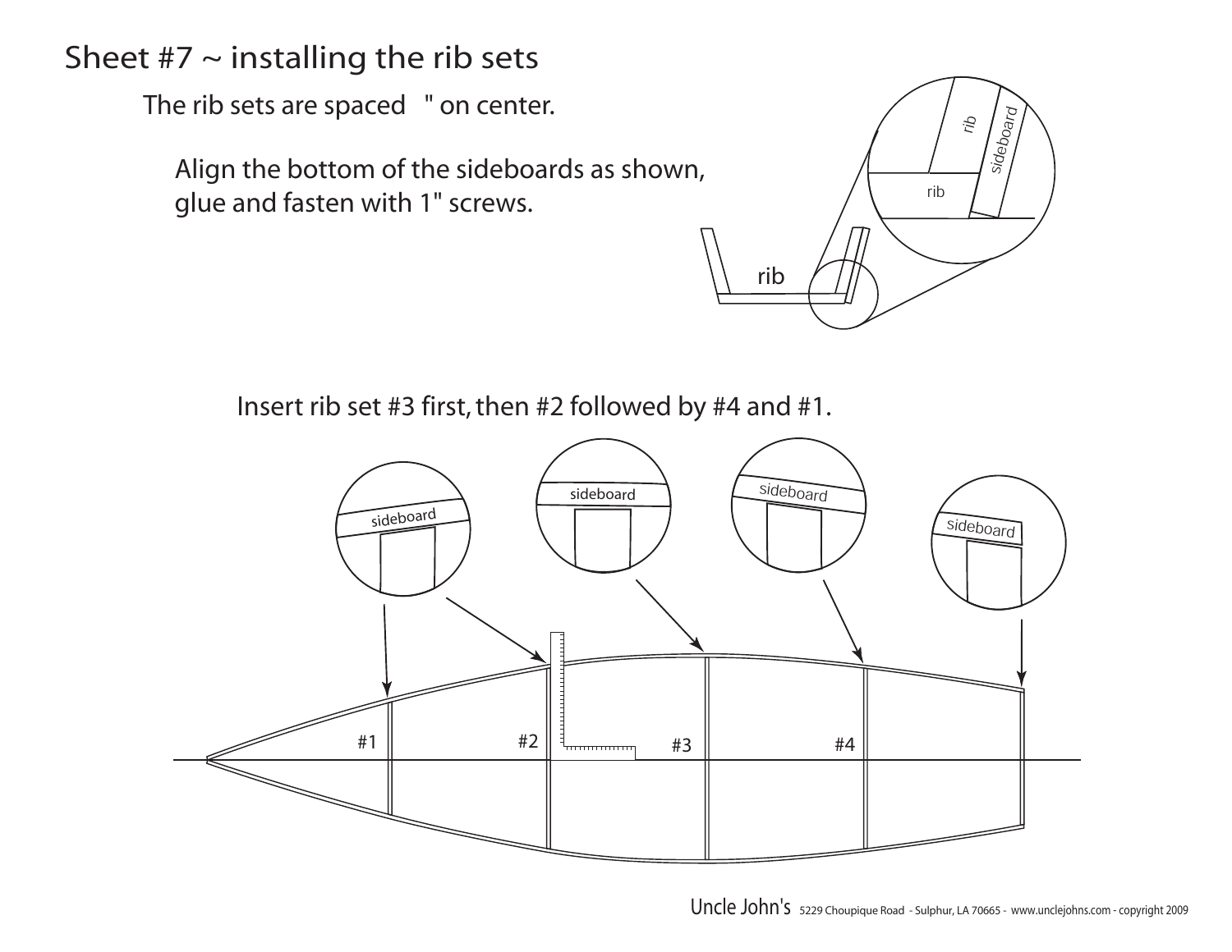# Sheet #7 ~ installing the rib sets

The rib sets are spaced " on center.

Align the bottom of the sideboards as shown, glue and fasten with 1" screws.

Insert rib set #3 first, then #2 followed by #4 and #1.

Uncle John's 5229 Choupique Road - Sulphur, LA 70665 - www.unclejohns.com - copyright 2009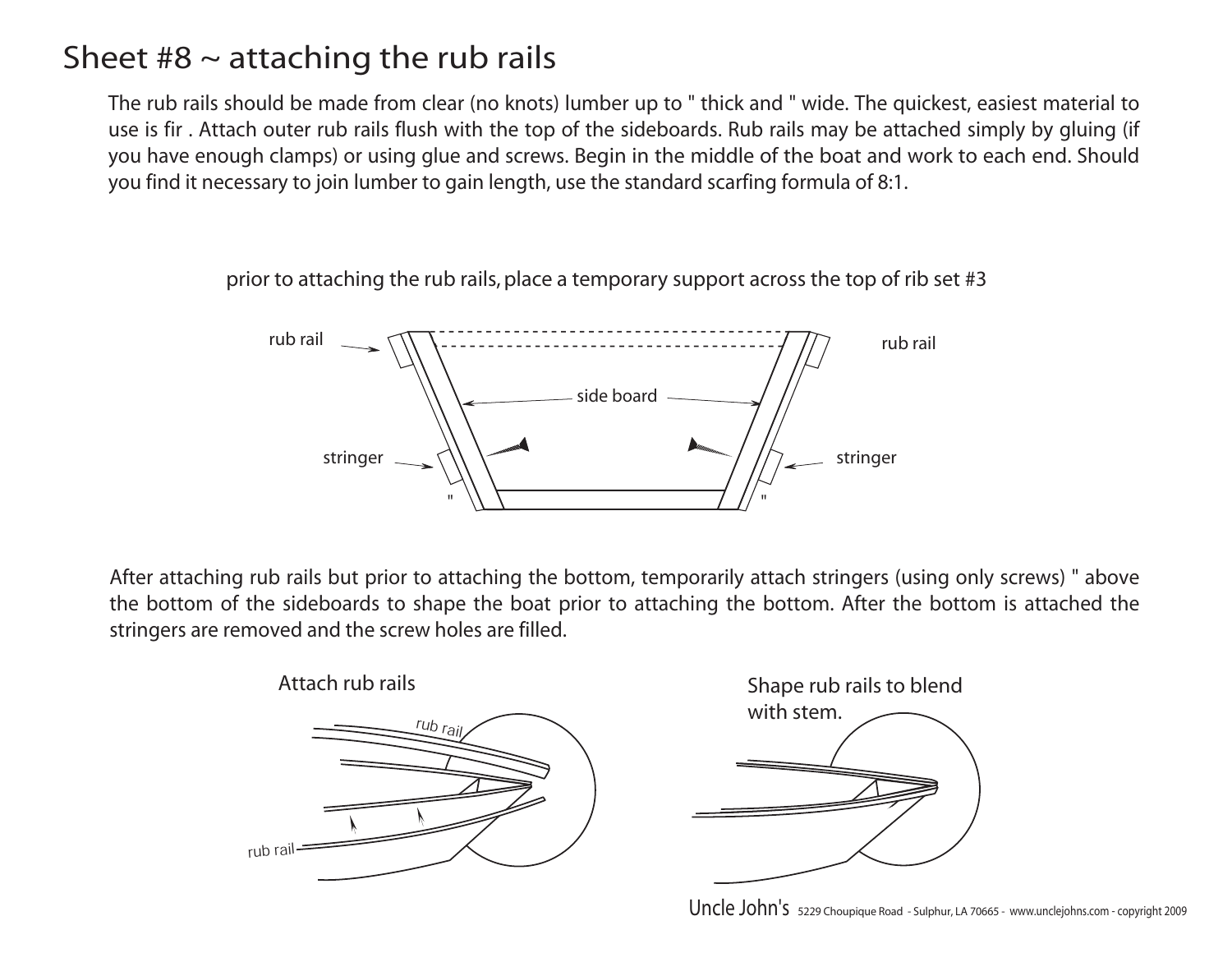# Sheet #8 ~ attaching the rub rails

The rub rails should be made from clear (no knots) lumber up to " thick and " wide. The quickest, easiest material to use is fir . Attach outer rub rails flush with the top of the sideboards. Rub rails may be attached simply by gluing (if you have enough clamps) or using glue and screws. Begin in the middle of the boat and work to each end. Should you find it necessary to join lumber to gain length, use the standard scarfing formula of 8:1.

prior to attaching the rub rails, place a temporary support across the top of rib set #3

rub rail

rub rail

side board

stringer

stringer

"

"

After attaching rub rails but prior to attaching the bottom, temporarily attach stringers (using only screws) " above the bottom of the sideboards to shape the boat prior to attaching the bottom. After the bottom is attached the stringers are removed and the screw holes are filled.

Attach rub rails

rub rail

rub rail

Shape rub rails to blend with stem.

Uncle John's 5229 Choupique Road - Sulphur, LA 70665 - www.unclejohns.com - copyright 2009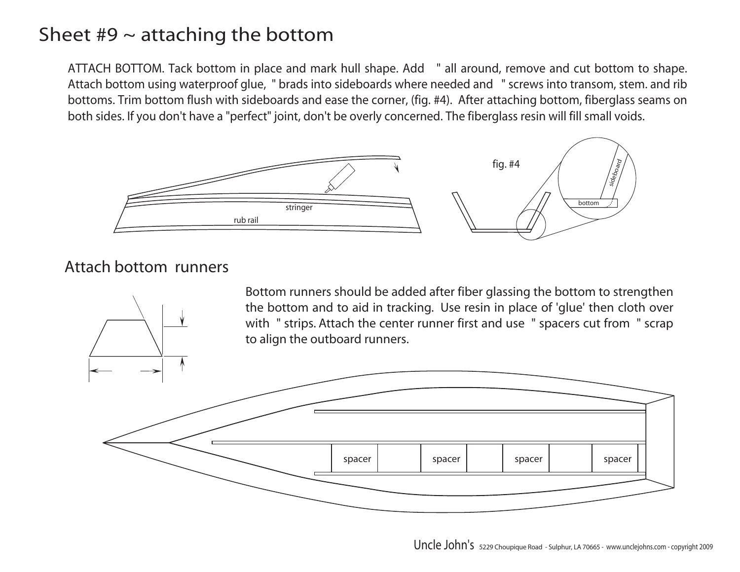# Sheet #9 ~ attaching the bottom

ATTACH BOTTOM. Tack bottom in place and mark hull shape. Add " all around, remove and cut bottom to shape. Attach bottom using waterproof glue, " brads into sideboards where needed and " screws into transom, stem. and rib bottoms. Trim bottom flush with sideboards and ease the corner, (fig. #4). After attaching bottom, fiberglass seams on both sides. If you don't have a "perfect" joint, don't be overly concerned. The fiberglass resin will fill small voids.

stringer

rub rail

fig. #4

sideboard

bottom

## Attach bottom runners

Bottom runners should be added after fiber glassing the bottom to strengthen the bottom and to aid in tracking. Use resin in place of 'glue' then cloth over with " strips. Attach the center runner first and use " spacers cut from " scrap to align the outboard runners.

spacer spacer spacer spacer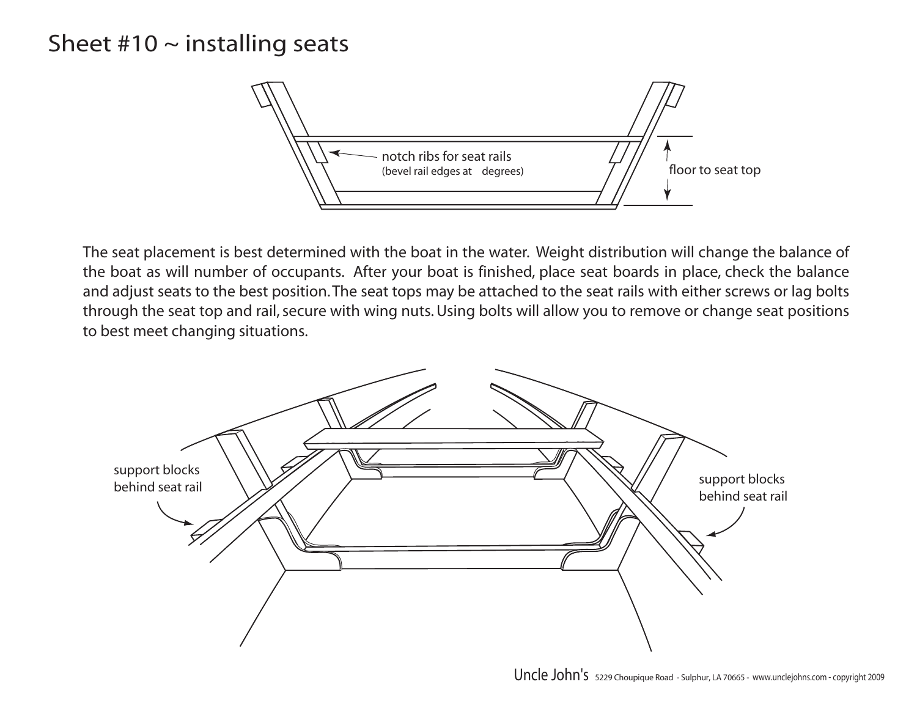# Sheet #10 ~ installing seats

notch ribs for seat rails
(bevel rail edges at    degrees)

floor to seat top

The seat placement is best determined with the boat in the water. Weight distribution will change the balance of the boat as will number of occupants. After your boat is finished, place seat boards in place, check the balance and adjust seats to the best position. The seat tops may be attached to the seat rails with either screws or lag bolts through the seat top and rail, secure with wing nuts. Using bolts will allow you to remove or change seat positions to best meet changing situations.

support blocks behind seat rail

support blocks behind seat rail

Uncle John's 5229 Choupique Road - Sulphur, LA 70665 - www.unclejohns.com - copyright 2009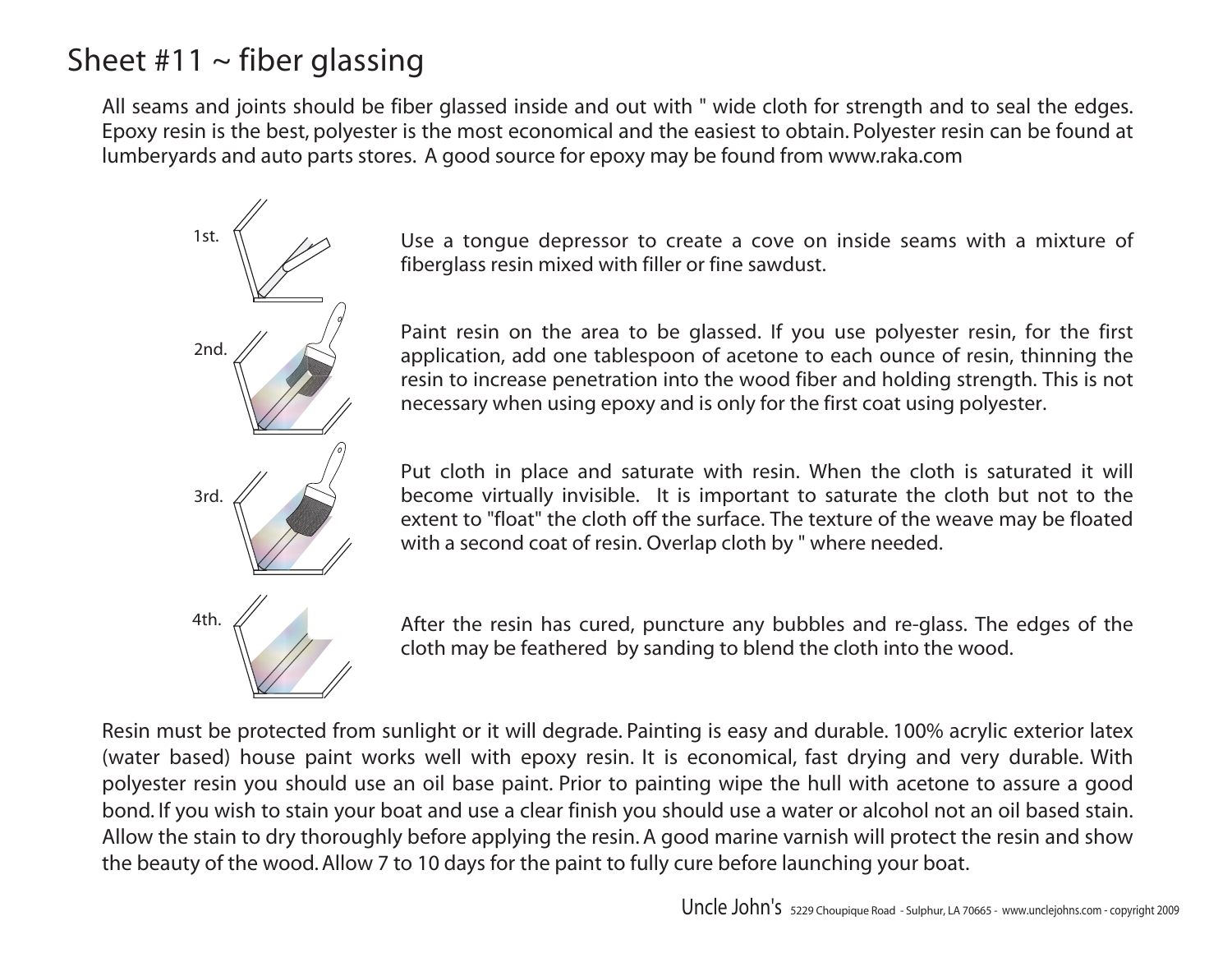# Sheet #11 ~ fiber glassing

All seams and joints should be fiber glassed inside and out with " wide cloth for strength and to seal the edges. Epoxy resin is the best, polyester is the most economical and the easiest to obtain. Polyester resin can be found at lumberyards and auto parts stores. A good source for epoxy may be found from www.raka.com

1st. Use a tongue depressor to create a cove on inside seams with a mixture of fiberglass resin mixed with filler or fine sawdust.

2nd. Paint resin on the area to be glassed. If you use polyester resin, for the first application, add one tablespoon of acetone to each ounce of resin, thinning the resin to increase penetration into the wood fiber and holding strength. This is not necessary when using epoxy and is only for the first coat using polyester.

3rd. Put cloth in place and saturate with resin. When the cloth is saturated it will become virtually invisible. It is important to saturate the cloth but not to the extent to "float" the cloth off the surface. The texture of the weave may be floated with a second coat of resin. Overlap cloth by " where needed.

4th. After the resin has cured, puncture any bubbles and re-glass. The edges of the cloth may be feathered by sanding to blend the cloth into the wood.

Resin must be protected from sunlight or it will degrade. Painting is easy and durable. 100% acrylic exterior latex (water based) house paint works well with epoxy resin. It is economical, fast drying and very durable. With polyester resin you should use an oil base paint. Prior to painting wipe the hull with acetone to assure a good bond. If you wish to stain your boat and use a clear finish you should use a water or alcohol not an oil based stain. Allow the stain to dry thoroughly before applying the resin. A good marine varnish will protect the resin and show the beauty of the wood. Allow 7 to 10 days for the paint to fully cure before launching your boat.

Uncle John's 5229 Choupique Road - Sulphur, LA 70665 - www.unclejohns.com - copyright 2009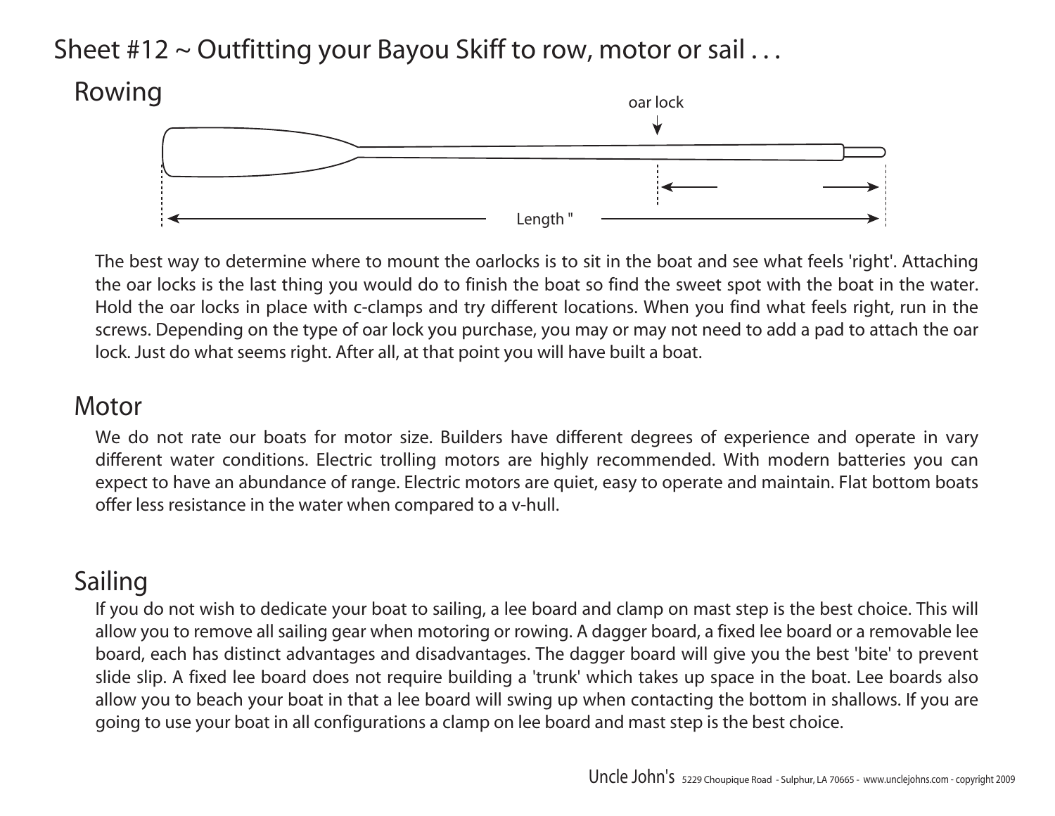# Sheet #12 ~ Outfitting your Bayou Skiff to row, motor or sail . . .

## Rowing

oar lock

Length "

The best way to determine where to mount the oarlocks is to sit in the boat and see what feels 'right'. Attaching the oar locks is the last thing you would do to finish the boat so find the sweet spot with the boat in the water. Hold the oar locks in place with c-clamps and try different locations. When you find what feels right, run in the screws. Depending on the type of oar lock you purchase, you may or may not need to add a pad to attach the oar lock. Just do what seems right. After all, at that point you will have built a boat.

## Motor

We do not rate our boats for motor size. Builders have different degrees of experience and operate in vary different water conditions. Electric trolling motors are highly recommended. With modern batteries you can expect to have an abundance of range. Electric motors are quiet, easy to operate and maintain. Flat bottom boats offer less resistance in the water when compared to a v-hull.

## Sailing

If you do not wish to dedicate your boat to sailing, a lee board and clamp on mast step is the best choice. This will allow you to remove all sailing gear when motoring or rowing. A dagger board, a fixed lee board or a removable lee board, each has distinct advantages and disadvantages. The dagger board will give you the best 'bite' to prevent slide slip. A fixed lee board does not require building a 'trunk' which takes up space in the boat. Lee boards also allow you to beach your boat in that a lee board will swing up when contacting the bottom in shallows. If you are going to use your boat in all configurations a clamp on lee board and mast step is the best choice.

Uncle John's 5229 Choupique Road - Sulphur, LA 70665 - www.unclejohns.com - copyright 2009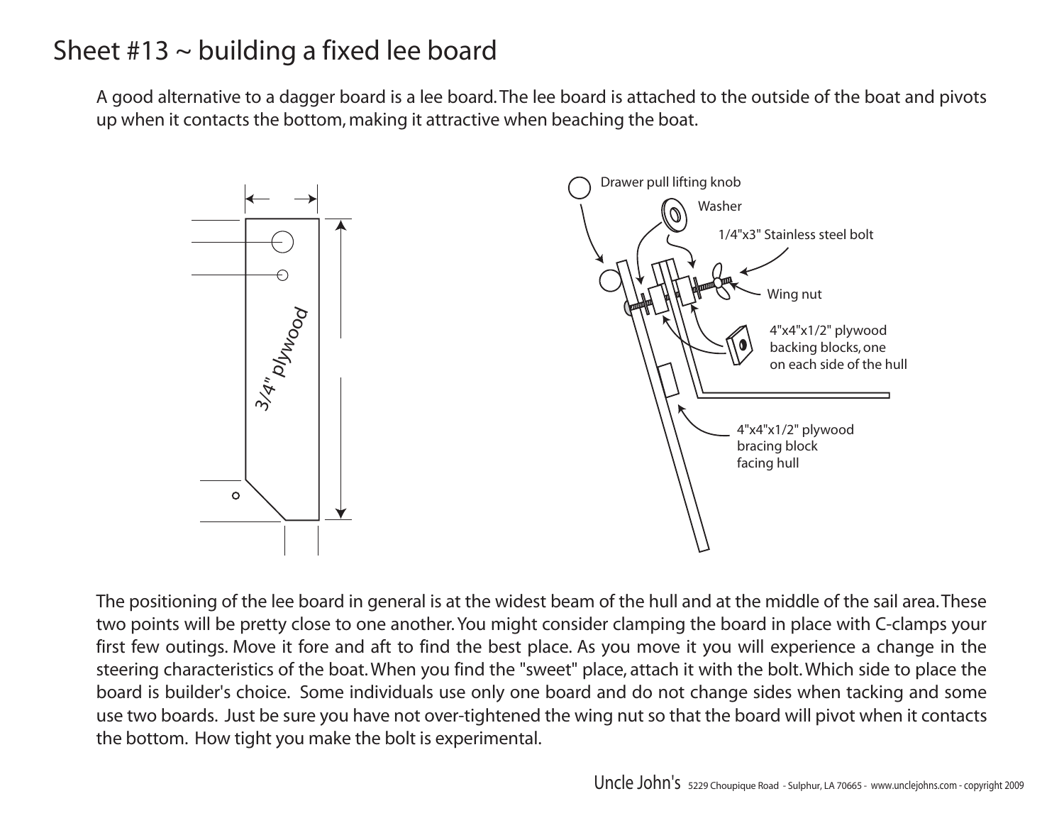# Sheet #13 ~ building a fixed lee board

A good alternative to a dagger board is a lee board. The lee board is attached to the outside of the boat and pivots up when it contacts the bottom, making it attractive when beaching the boat.

3/4" plywood

Drawer pull lifting knob

Washer

1/4"x3" Stainless steel bolt

Wing nut

4"x4"x1/2" plywood backing blocks, one on each side of the hull

4"x4"x1/2" plywood bracing block facing hull

The positioning of the lee board in general is at the widest beam of the hull and at the middle of the sail area. These two points will be pretty close to one another. You might consider clamping the board in place with C-clamps your first few outings. Move it fore and aft to find the best place. As you move it you will experience a change in the steering characteristics of the boat. When you find the "sweet" place, attach it with the bolt. Which side to place the board is builder's choice. Some individuals use only one board and do not change sides when tacking and some use two boards. Just be sure you have not over-tightened the wing nut so that the board will pivot when it contacts the bottom. How tight you make the bolt is experimental.

Uncle John's 5229 Choupique Road - Sulphur, LA 70665 - www.unclejohns.com - copyright 2009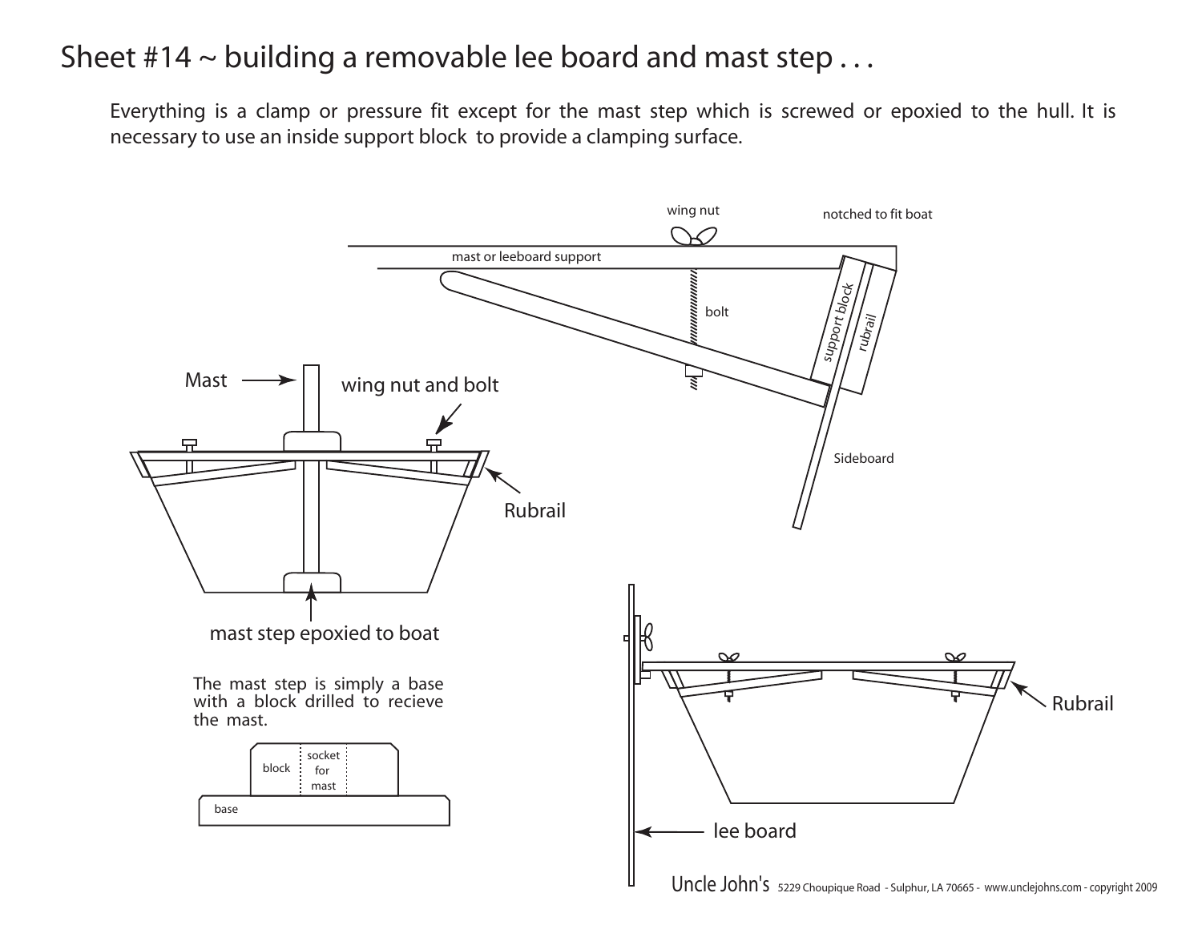# Sheet #14 ~ building a removable lee board and mast step . . .

Everything is a clamp or pressure fit except for the mast step which is screwed or epoxied to the hull. It is necessary to use an inside support block to provide a clamping surface.

wing nut

notched to fit boat

mast or leeboard support

bolt

support block

rubrail

Sideboard

Mast

wing nut and bolt

Rubrail

mast step epoxied to boat

The mast step is simply a base with a block drilled to recieve the mast.

block

socket for mast

base

Rubrail

lee board

Uncle John's 5229 Choupique Road - Sulphur, LA 70665 - www.unclejohns.com - copyright 2009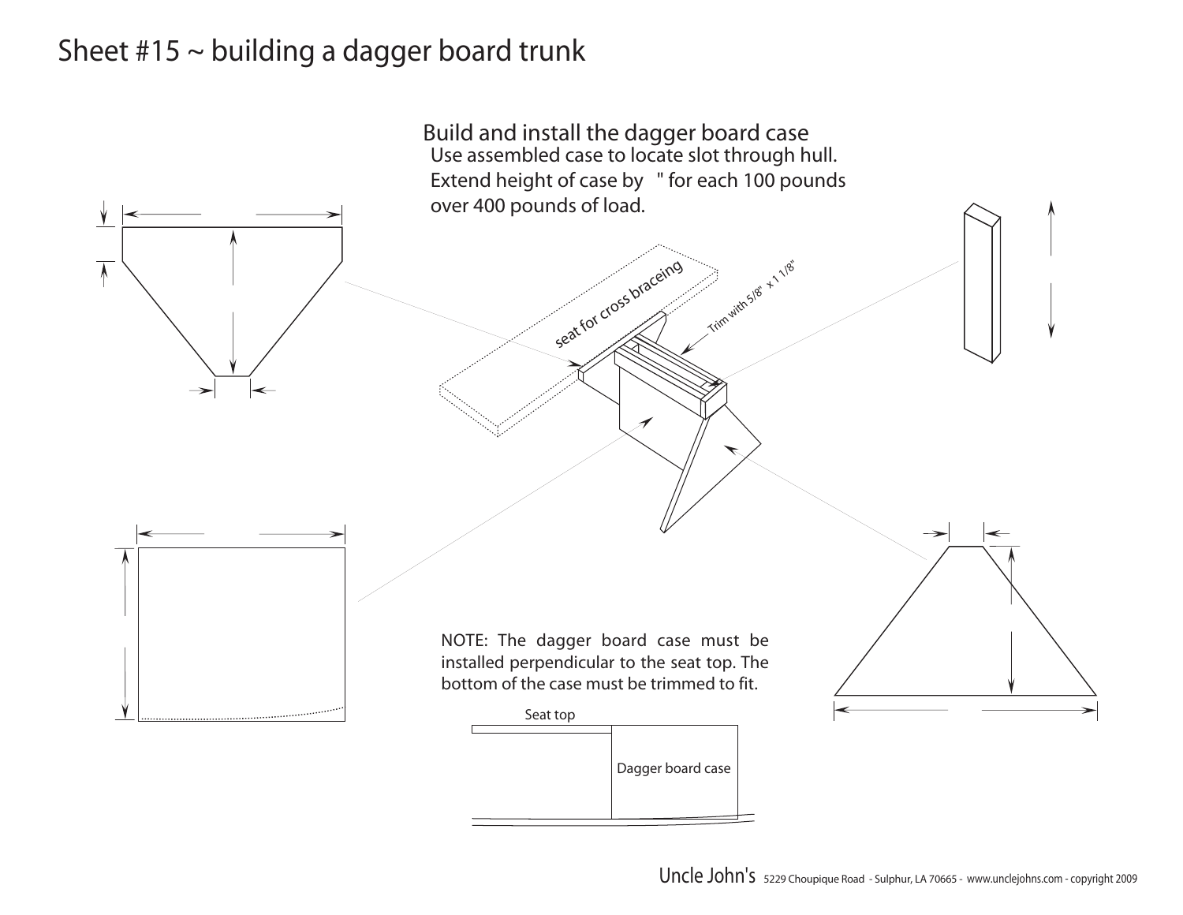# Sheet #15 ~ building a dagger board trunk

## Build and install the dagger board case

Use assembled case to locate slot through hull.
Extend height of case by " for each 100 pounds over 400 pounds of load.

seat for cross braceing

Trim with 5/8" x 1 1/8"

NOTE: The dagger board case must be installed perpendicular to the seat top. The bottom of the case must be trimmed to fit.

Seat top

Dagger board case

Uncle John's 5229 Choupique Road - Sulphur, LA 70665 - www.unclejohns.com - copyright 2009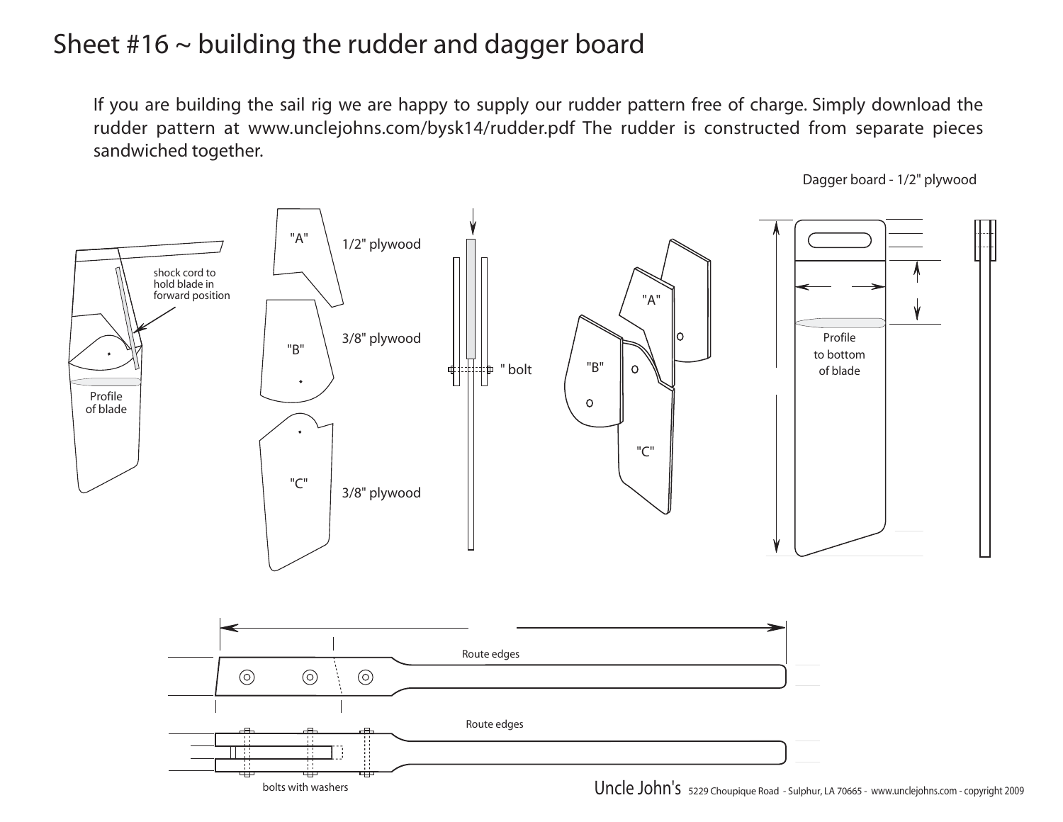# Sheet #16 ~ building the rudder and dagger board

If you are building the sail rig we are happy to supply our rudder pattern free of charge. Simply download the rudder pattern at www.unclejohns.com/bysk14/rudder.pdf The rudder is constructed from separate pieces sandwiched together.

Dagger board - 1/2" plywood

shock cord to hold blade in forward position

Profile of blade

"A" 1/2" plywood

"B" 3/8" plywood

"C" 3/8" plywood

" bolt

"A"

"B"

"C"

Profile to bottom of blade

Route edges

Route edges

bolts with washers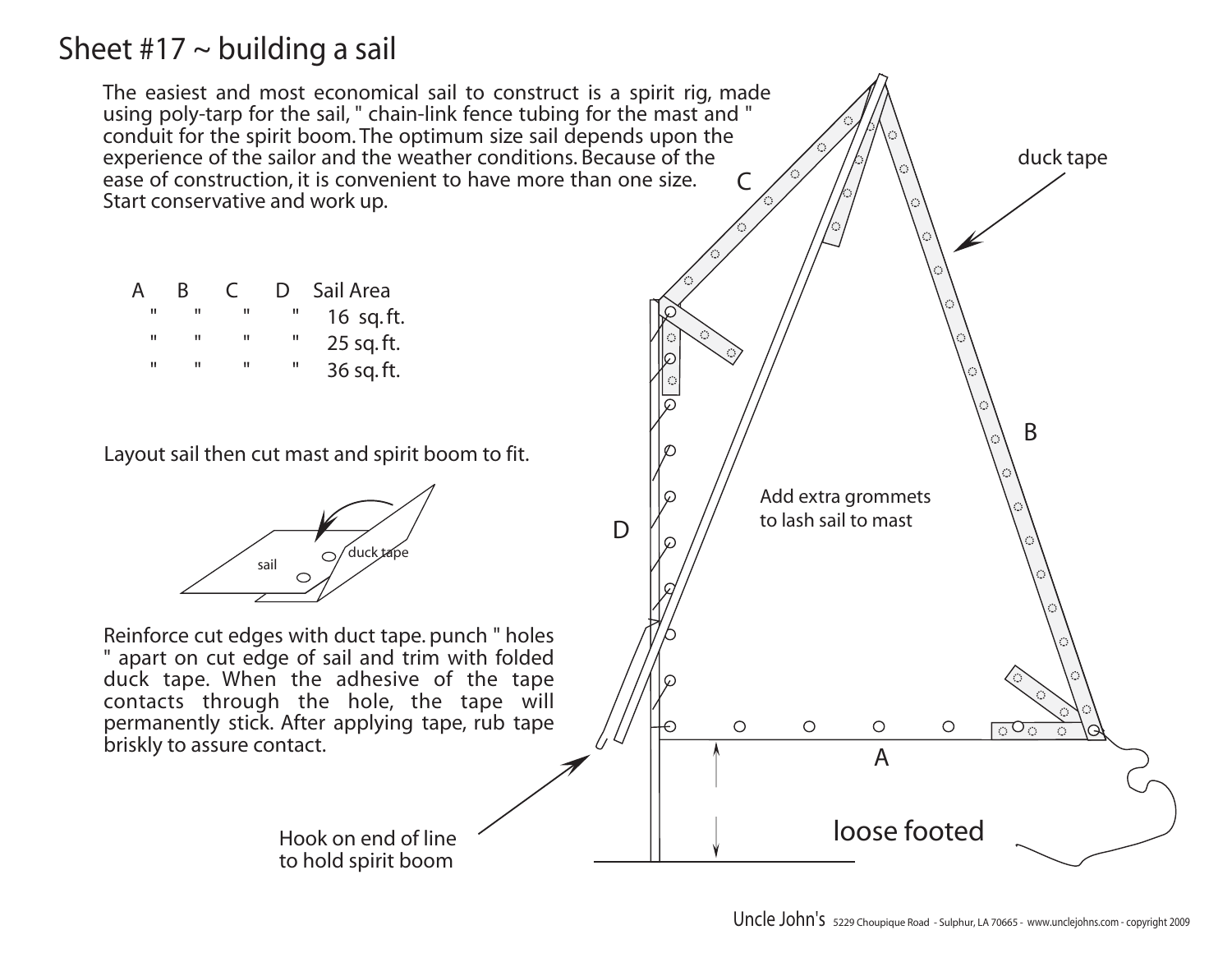# Sheet #17 ~ building a sail

The easiest and most economical sail to construct is a spirit rig, made using poly-tarp for the sail, " chain-link fence tubing for the mast and " conduit for the spirit boom. The optimum size sail depends upon the experience of the sailor and the weather conditions. Because of the ease of construction, it is convenient to have more than one size. Start conservative and work up.

| A | B | C | D | Sail Area |
|---|---|---|---|---|
| " | " | " | " | 16 sq. ft. |
| " | " | " | " | 25 sq. ft. |
| " | " | " | " | 36 sq. ft. |

Layout sail then cut mast and spirit boom to fit.

sail

duck tape

Reinforce cut edges with duct tape. punch " holes " apart on cut edge of sail and trim with folded duck tape. When the adhesive of the tape contacts through the hole, the tape will permanently stick. After applying tape, rub tape briskly to assure contact.

Hook on end of line to hold spirit boom

C

duck tape

B

D

Add extra grommets to lash sail to mast

A

loose footed

Uncle John's 5229 Choupique Road - Sulphur, LA 70665 - www.unclejohns.com - copyright 2009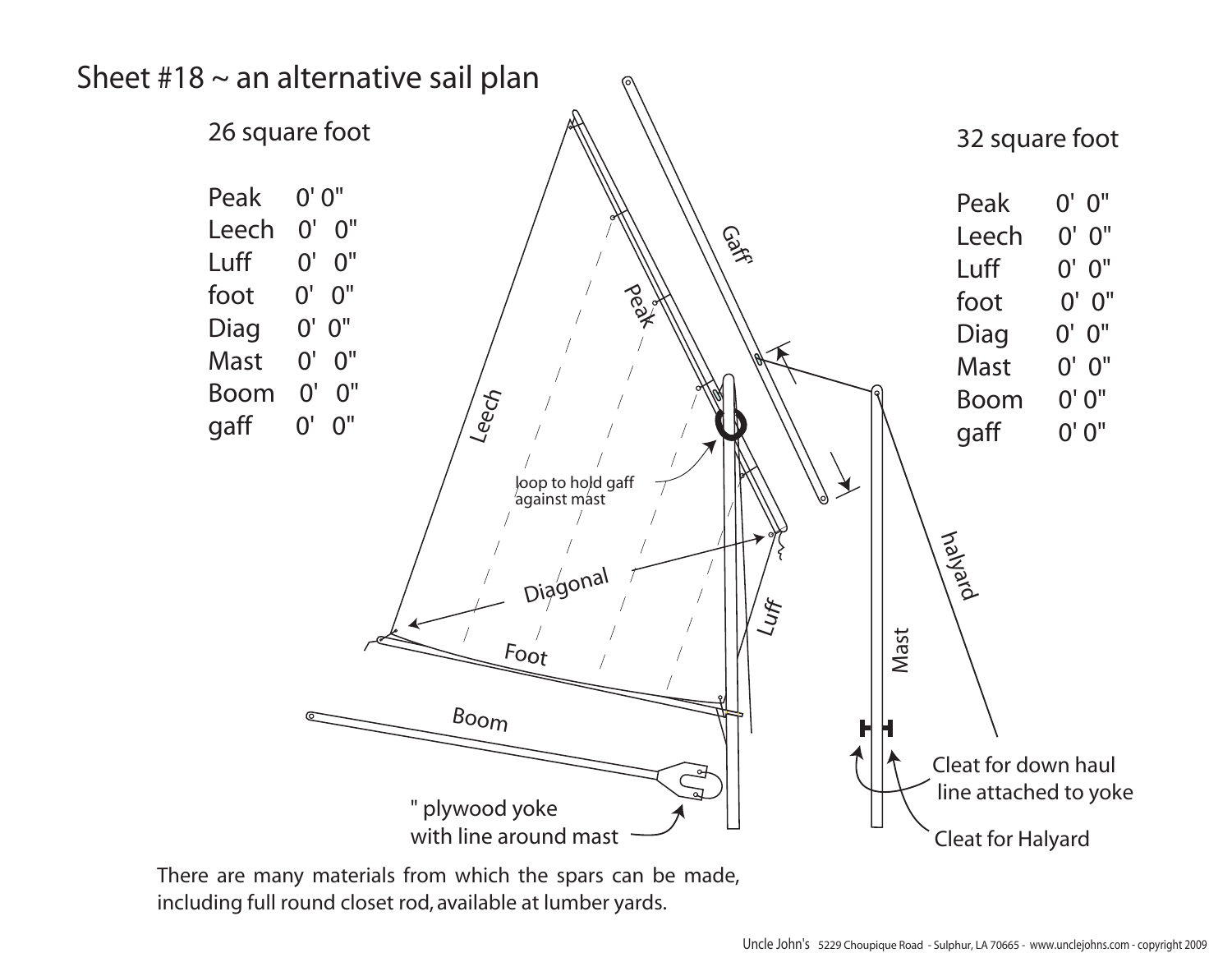# Sheet #18 ~ an alternative sail plan

26 square foot

| | |
|---|---|
| Peak | 0' 0" |
| Leech | 0' 0" |
| Luff | 0' 0" |
| foot | 0' 0" |
| Diag | 0' 0" |
| Mast | 0' 0" |
| Boom | 0' 0" |
| gaff | 0' 0" |

32 square foot

| | |
|---|---|
| Peak | 0' 0" |
| Leech | 0' 0" |
| Luff | 0' 0" |
| foot | 0' 0" |
| Diag | 0' 0" |
| Mast | 0' 0" |
| Boom | 0' 0" |
| gaff | 0' 0" |

Gaff

Peak

Leech

loop to hold gaff against mast

Diagonal

Luff

Foot

Boom

Mast

halyard

" plywood yoke with line around mast

Cleat for down haul line attached to yoke

Cleat for Halyard

There are many materials from which the spars can be made, including full round closet rod, available at lumber yards.

Uncle John's 5229 Choupique Road - Sulphur, LA 70665 - www.unclejohns.com - copyright 2009